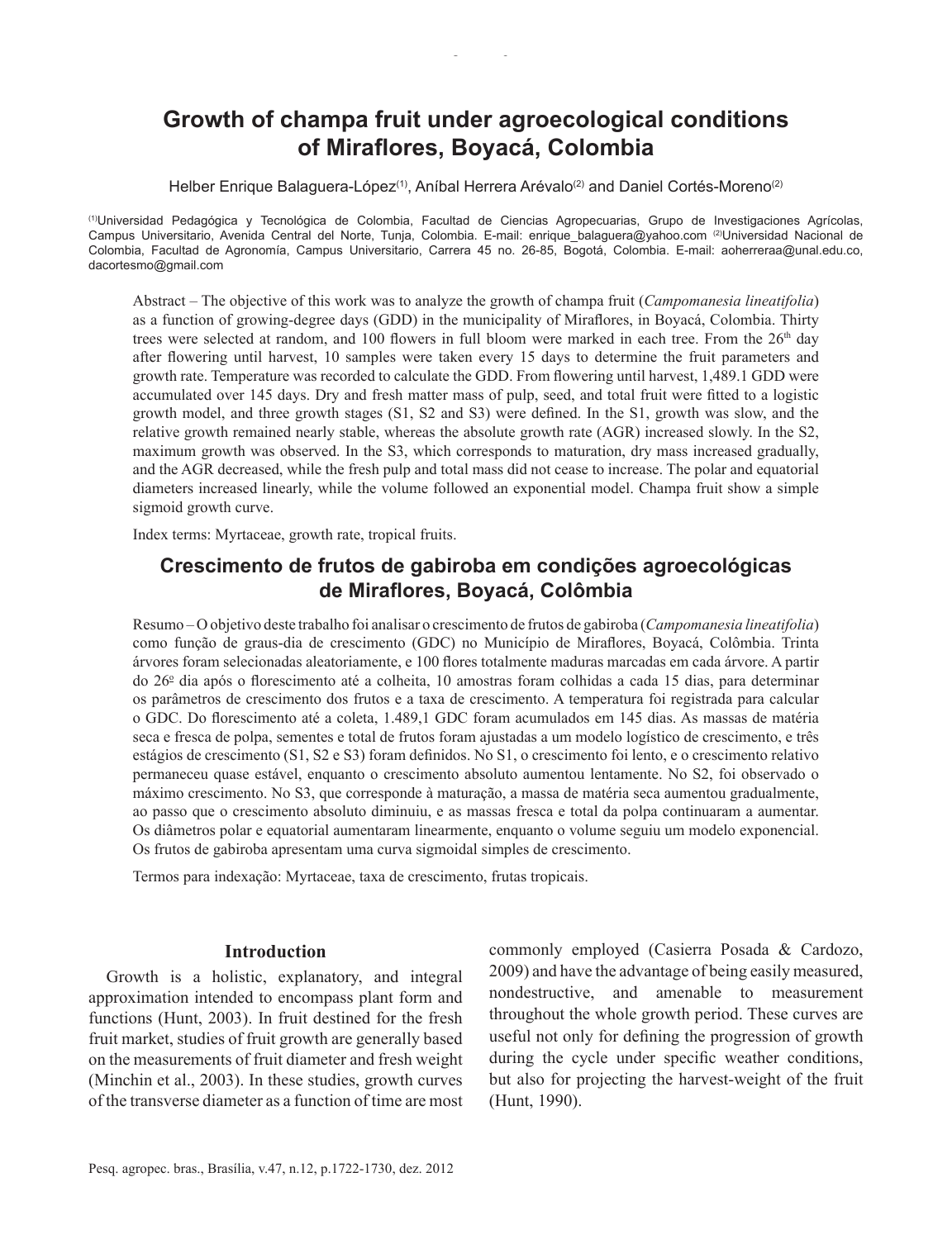# Growth of champa fruit under agroecological conditions of Miraflores, Boyacá, Colombia

Helber Enrique Balaguera-López[1], Aníbal Herrera Arévalo[2] and Daniel Cortés-Moreno[2]

[1]Universidad Pedagógica y Tecnológica de Colombia, Facultad de Ciencias Agropecuarias, Grupo de Investigaciones Agrícolas, Campus Universitario, Avenida Central del Norte, Tunja, Colombia. E-mail: enrique_balaguera@yahoo.com [2]Universidad Nacional de Colombia, Facultad de Agronomía, Campus Universitario, Carrera 45 no. 26-85, Bogotá, Colombia. E-mail: aoherreraa@unal.edu.co, dacortesmo@gmail.com

Abstract – The objective of this work was to analyze the growth of champa fruit (*Campomanesia lineatifolia*) as a function of growing-degree days (GDD) in the municipality of Miraflores, in Boyacá, Colombia. Thirty trees were selected at random, and 100 flowers in full bloom were marked in each tree. From the 26$^{th}$ day after flowering until harvest, 10 samples were taken every 15 days to determine the fruit parameters and growth rate. Temperature was recorded to calculate the GDD. From flowering until harvest, 1,489.1 GDD were accumulated over 145 days. Dry and fresh matter mass of pulp, seed, and total fruit were fitted to a logistic growth model, and three growth stages (S1, S2 and S3) were defined. In the S1, growth was slow, and the relative growth remained nearly stable, whereas the absolute growth rate (AGR) increased slowly. In the S2, maximum growth was observed. In the S3, which corresponds to maturation, dry mass increased gradually, and the AGR decreased, while the fresh pulp and total mass did not cease to increase. The polar and equatorial diameters increased linearly, while the volume followed an exponential model. Champa fruit show a simple sigmoid growth curve.

Index terms: Myrtaceae, growth rate, tropical fruits.

# Crescimento de frutos de gabiroba em condições agroecológicas de Miraflores, Boyacá, Colômbia

Resumo – O objetivo deste trabalho foi analisar o crescimento de frutos de gabiroba (*Campomanesia lineatifolia*) como função de graus-dia de crescimento (GDC) no Município de Miraflores, Boyacá, Colômbia. Trinta árvores foram selecionadas aleatoriamente, e 100 flores totalmente maduras marcadas em cada árvore. A partir do 26º dia após o florescimento até a colheita, 10 amostras foram colhidas a cada 15 dias, para determinar os parâmetros de crescimento dos frutos e a taxa de crescimento. A temperatura foi registrada para calcular o GDC. Do florescimento até a coleta, 1.489,1 GDC foram acumulados em 145 dias. As massas de matéria seca e fresca de polpa, sementes e total de frutos foram ajustadas a um modelo logístico de crescimento, e três estágios de crescimento (S1, S2 e S3) foram definidos. No S1, o crescimento foi lento, e o crescimento relativo permaneceu quase estável, enquanto o crescimento absoluto aumentou lentamente. No S2, foi observado o máximo crescimento. No S3, que corresponde à maturação, a massa de matéria seca aumentou gradualmente, ao passo que o crescimento absoluto diminuiu, e as massas fresca e total da polpa continuaram a aumentar. Os diâmetros polar e equatorial aumentaram linearmente, enquanto o volume seguiu um modelo exponencial. Os frutos de gabiroba apresentam uma curva sigmoidal simples de crescimento.

Termos para indexação: Myrtaceae, taxa de crescimento, frutas tropicais.

## Introduction

Growth is a holistic, explanatory, and integral approximation intended to encompass plant form and functions (Hunt, 2003). In fruit destined for the fresh fruit market, studies of fruit growth are generally based on the measurements of fruit diameter and fresh weight (Minchin et al., 2003). In these studies, growth curves of the transverse diameter as a function of time are most commonly employed (Casierra Posada & Cardozo, 2009) and have the advantage of being easily measured, nondestructive, and amenable to measurement throughout the whole growth period. These curves are useful not only for defining the progression of growth during the cycle under specific weather conditions, but also for projecting the harvest-weight of the fruit (Hunt, 1990).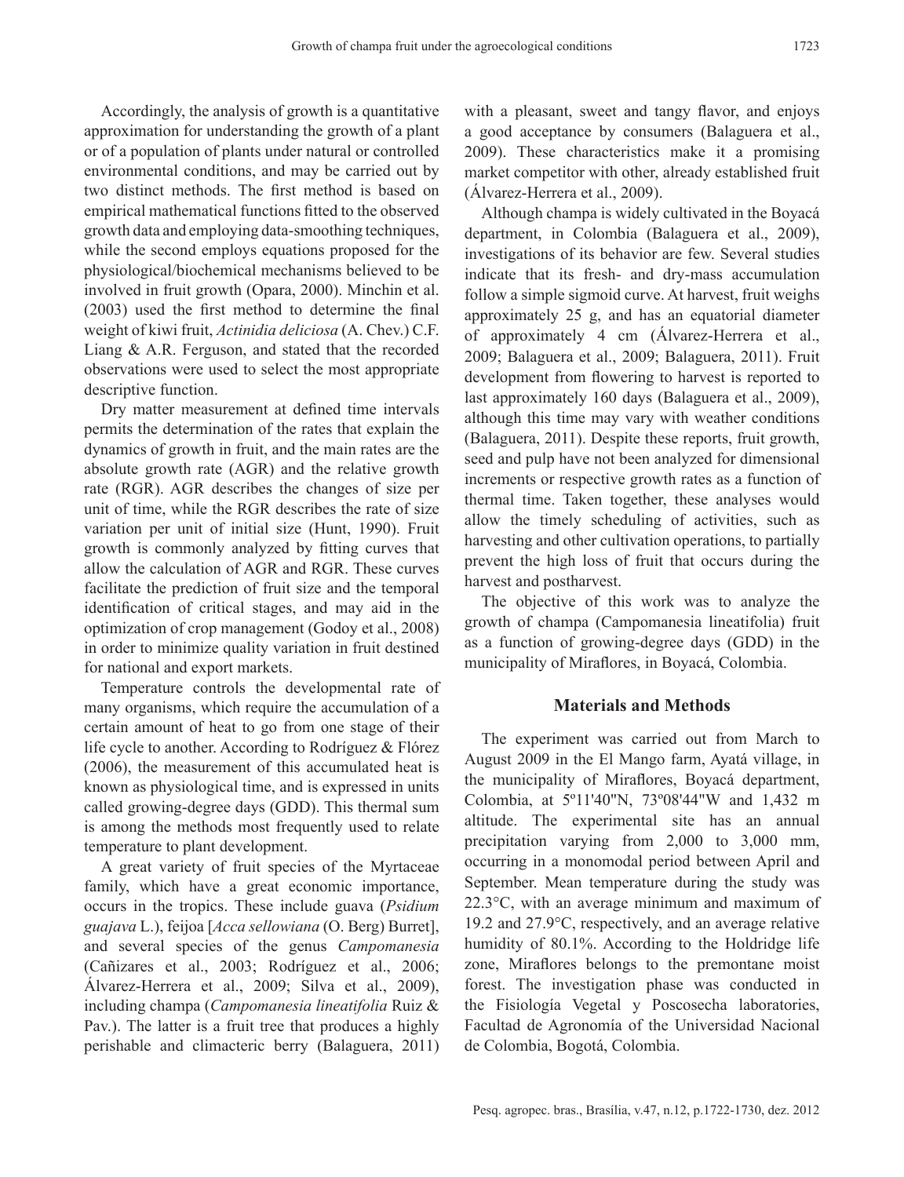Accordingly, the analysis of growth is a quantitative approximation for understanding the growth of a plant or of a population of plants under natural or controlled environmental conditions, and may be carried out by two distinct methods. The first method is based on empirical mathematical functions fitted to the observed growth data and employing data-smoothing techniques, while the second employs equations proposed for the physiological/biochemical mechanisms believed to be involved in fruit growth (Opara, 2000). Minchin et al. (2003) used the first method to determine the final weight of kiwi fruit, *Actinidia deliciosa* (A. Chev.) C.F. Liang & A.R. Ferguson, and stated that the recorded observations were used to select the most appropriate descriptive function.

Dry matter measurement at defined time intervals permits the determination of the rates that explain the dynamics of growth in fruit, and the main rates are the absolute growth rate (AGR) and the relative growth rate (RGR). AGR describes the changes of size per unit of time, while the RGR describes the rate of size variation per unit of initial size (Hunt, 1990). Fruit growth is commonly analyzed by fitting curves that allow the calculation of AGR and RGR. These curves facilitate the prediction of fruit size and the temporal identification of critical stages, and may aid in the optimization of crop management (Godoy et al., 2008) in order to minimize quality variation in fruit destined for national and export markets.

Temperature controls the developmental rate of many organisms, which require the accumulation of a certain amount of heat to go from one stage of their life cycle to another. According to Rodríguez & Flórez (2006), the measurement of this accumulated heat is known as physiological time, and is expressed in units called growing-degree days (GDD). This thermal sum is among the methods most frequently used to relate temperature to plant development.

A great variety of fruit species of the Myrtaceae family, which have a great economic importance, occurs in the tropics. These include guava (*Psidium guajava* L.), feijoa [*Acca sellowiana* (O. Berg) Burret], and several species of the genus *Campomanesia* (Cañizares et al., 2003; Rodríguez et al., 2006; Álvarez-Herrera et al., 2009; Silva et al., 2009), including champa (*Campomanesia lineatifolia* Ruiz & Pav.). The latter is a fruit tree that produces a highly perishable and climacteric berry (Balaguera, 2011) with a pleasant, sweet and tangy flavor, and enjoys a good acceptance by consumers (Balaguera et al., 2009). These characteristics make it a promising market competitor with other, already established fruit (Álvarez-Herrera et al., 2009).

Although champa is widely cultivated in the Boyacá department, in Colombia (Balaguera et al., 2009), investigations of its behavior are few. Several studies indicate that its fresh- and dry-mass accumulation follow a simple sigmoid curve. At harvest, fruit weighs approximately 25 g, and has an equatorial diameter of approximately 4 cm (Álvarez-Herrera et al., 2009; Balaguera et al., 2009; Balaguera, 2011). Fruit development from flowering to harvest is reported to last approximately 160 days (Balaguera et al., 2009), although this time may vary with weather conditions (Balaguera, 2011). Despite these reports, fruit growth, seed and pulp have not been analyzed for dimensional increments or respective growth rates as a function of thermal time. Taken together, these analyses would allow the timely scheduling of activities, such as harvesting and other cultivation operations, to partially prevent the high loss of fruit that occurs during the harvest and postharvest.

The objective of this work was to analyze the growth of champa (Campomanesia lineatifolia) fruit as a function of growing-degree days (GDD) in the municipality of Miraflores, in Boyacá, Colombia.

## Materials and Methods

The experiment was carried out from March to August 2009 in the El Mango farm, Ayatá village, in the municipality of Miraflores, Boyacá department, Colombia, at 5º11'40"N, 73º08'44"W and 1,432 m altitude. The experimental site has an annual precipitation varying from 2,000 to 3,000 mm, occurring in a monomodal period between April and September. Mean temperature during the study was 22.3°C, with an average minimum and maximum of 19.2 and 27.9°C, respectively, and an average relative humidity of 80.1%. According to the Holdridge life zone, Miraflores belongs to the premontane moist forest. The investigation phase was conducted in the Fisiología Vegetal y Poscosecha laboratories, Facultad de Agronomía of the Universidad Nacional de Colombia, Bogotá, Colombia.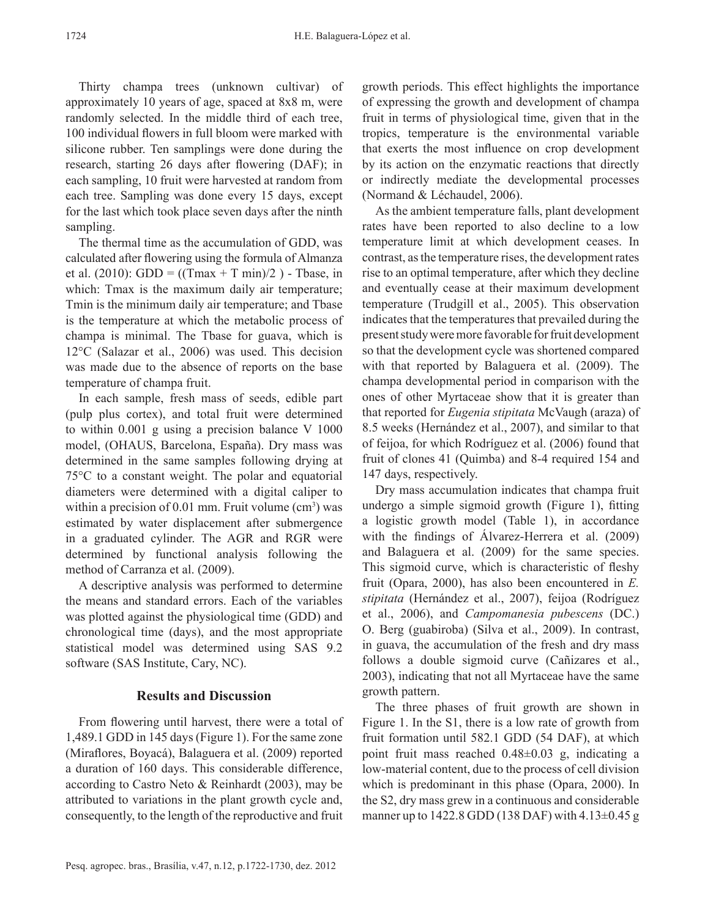Thirty champa trees (unknown cultivar) of approximately 10 years of age, spaced at 8x8 m, were randomly selected. In the middle third of each tree, 100 individual flowers in full bloom were marked with silicone rubber. Ten samplings were done during the research, starting 26 days after flowering (DAF); in each sampling, 10 fruit were harvested at random from each tree. Sampling was done every 15 days, except for the last which took place seven days after the ninth sampling.

The thermal time as the accumulation of GDD, was calculated after flowering using the formula of Almanza et al. (2010): GDD = ((Tmax + T min)/2 ) - Tbase, in which: Tmax is the maximum daily air temperature; Tmin is the minimum daily air temperature; and Tbase is the temperature at which the metabolic process of champa is minimal. The Tbase for guava, which is 12°C (Salazar et al., 2006) was used. This decision was made due to the absence of reports on the base temperature of champa fruit.

In each sample, fresh mass of seeds, edible part (pulp plus cortex), and total fruit were determined to within 0.001 g using a precision balance V 1000 model, (OHAUS, Barcelona, España). Dry mass was determined in the same samples following drying at 75°C to a constant weight. The polar and equatorial diameters were determined with a digital caliper to within a precision of 0.01 mm. Fruit volume ($cm^3$) was estimated by water displacement after submergence in a graduated cylinder. The AGR and RGR were determined by functional analysis following the method of Carranza et al. (2009).

A descriptive analysis was performed to determine the means and standard errors. Each of the variables was plotted against the physiological time (GDD) and chronological time (days), and the most appropriate statistical model was determined using SAS 9.2 software (SAS Institute, Cary, NC).

## Results and Discussion

From flowering until harvest, there were a total of 1,489.1 GDD in 145 days (Figure 1). For the same zone (Miraflores, Boyacá), Balaguera et al. (2009) reported a duration of 160 days. This considerable difference, according to Castro Neto & Reinhardt (2003), may be attributed to variations in the plant growth cycle and, consequently, to the length of the reproductive and fruit growth periods. This effect highlights the importance of expressing the growth and development of champa fruit in terms of physiological time, given that in the tropics, temperature is the environmental variable that exerts the most influence on crop development by its action on the enzymatic reactions that directly or indirectly mediate the developmental processes (Normand & Léchaudel, 2006).

As the ambient temperature falls, plant development rates have been reported to also decline to a low temperature limit at which development ceases. In contrast, as the temperature rises, the development rates rise to an optimal temperature, after which they decline and eventually cease at their maximum development temperature (Trudgill et al., 2005). This observation indicates that the temperatures that prevailed during the present study were more favorable for fruit development so that the development cycle was shortened compared with that reported by Balaguera et al. (2009). The champa developmental period in comparison with the ones of other Myrtaceae show that it is greater than that reported for *Eugenia stipitata* McVaugh (araza) of 8.5 weeks (Hernández et al., 2007), and similar to that of feijoa, for which Rodríguez et al. (2006) found that fruit of clones 41 (Quimba) and 8-4 required 154 and 147 days, respectively.

Dry mass accumulation indicates that champa fruit undergo a simple sigmoid growth (Figure 1), fitting a logistic growth model (Table 1), in accordance with the findings of Álvarez-Herrera et al. (2009) and Balaguera et al. (2009) for the same species. This sigmoid curve, which is characteristic of fleshy fruit (Opara, 2000), has also been encountered in *E. stipitata* (Hernández et al., 2007), feijoa (Rodríguez et al., 2006), and *Campomanesia pubescens* (DC.) O. Berg (guabiroba) (Silva et al., 2009). In contrast, in guava, the accumulation of the fresh and dry mass follows a double sigmoid curve (Cañizares et al., 2003), indicating that not all Myrtaceae have the same growth pattern.

The three phases of fruit growth are shown in Figure 1. In the S1, there is a low rate of growth from fruit formation until 582.1 GDD (54 DAF), at which point fruit mass reached 0.48±0.03 g, indicating a low-material content, due to the process of cell division which is predominant in this phase (Opara, 2000). In the S2, dry mass grew in a continuous and considerable manner up to 1422.8 GDD (138 DAF) with 4.13±0.45 g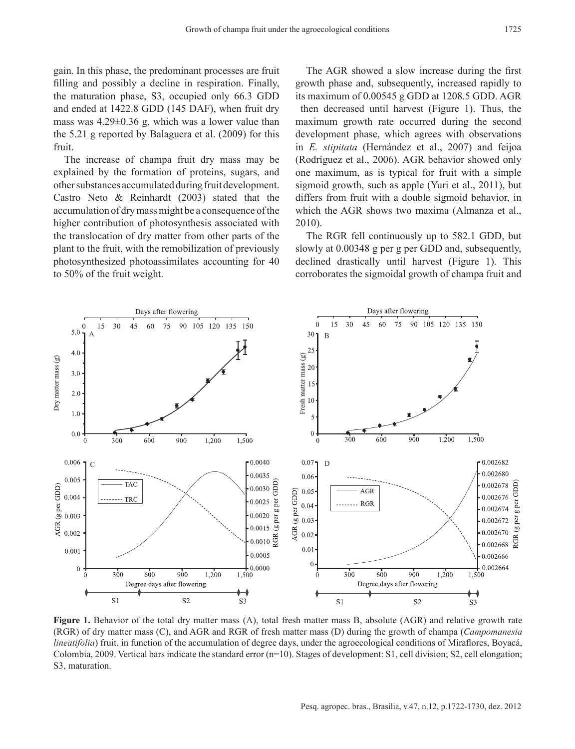gain. In this phase, the predominant processes are fruit filling and possibly a decline in respiration. Finally, the maturation phase, S3, occupied only 66.3 GDD and ended at 1422.8 GDD (145 DAF), when fruit dry mass was 4.29±0.36 g, which was a lower value than the 5.21 g reported by Balaguera et al. (2009) for this fruit.

The increase of champa fruit dry mass may be explained by the formation of proteins, sugars, and other substances accumulated during fruit development. Castro Neto & Reinhardt (2003) stated that the accumulation of dry mass might be a consequence of the higher contribution of photosynthesis associated with the translocation of dry matter from other parts of the plant to the fruit, with the remobilization of previously photosynthesized photoassimilates accounting for 40 to 50% of the fruit weight.

The AGR showed a slow increase during the first growth phase and, subsequently, increased rapidly to its maximum of 0.00545 g GDD at 1208.5 GDD. AGR then decreased until harvest (Figure 1). Thus, the maximum growth rate occurred during the second development phase, which agrees with observations in *E. stipitata* (Hernández et al., 2007) and feijoa (Rodríguez et al., 2006). AGR behavior showed only one maximum, as is typical for fruit with a simple sigmoid growth, such as apple (Yuri et al., 2011), but differs from fruit with a double sigmoid behavior, in which the AGR shows two maxima (Almanza et al., 2010).

The RGR fell continuously up to 582.1 GDD, but slowly at 0.00348 g per g per GDD and, subsequently, declined drastically until harvest (Figure 1). This corroborates the sigmoidal growth of champa fruit and

**Figure 1.** Behavior of the total dry matter mass (A), total fresh matter mass B, absolute (AGR) and relative growth rate (RGR) of dry matter mass (C), and AGR and RGR of fresh matter mass (D) during the growth of champa (*Campomanesia lineatifolia*) fruit, in function of the accumulation of degree days, under the agroecological conditions of Miraflores, Boyacá, Colombia, 2009. Vertical bars indicate the standard error (n=10). Stages of development: S1, cell division; S2, cell elongation; S3, maturation.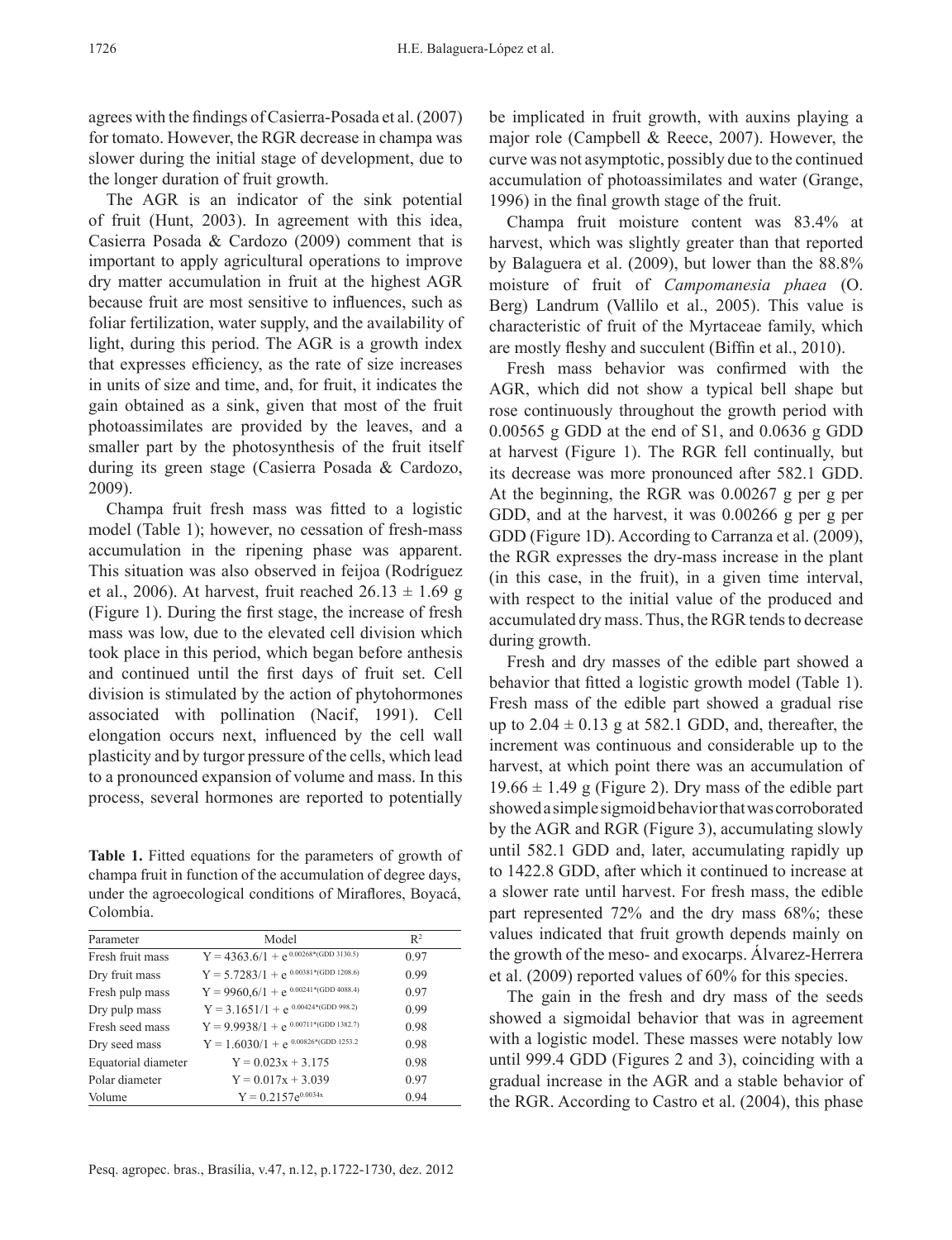agrees with the findings of Casierra-Posada et al. (2007) for tomato. However, the RGR decrease in champa was slower during the initial stage of development, due to the longer duration of fruit growth.

The AGR is an indicator of the sink potential of fruit (Hunt, 2003). In agreement with this idea, Casierra Posada & Cardozo (2009) comment that is important to apply agricultural operations to improve dry matter accumulation in fruit at the highest AGR because fruit are most sensitive to influences, such as foliar fertilization, water supply, and the availability of light, during this period. The AGR is a growth index that expresses efficiency, as the rate of size increases in units of size and time, and, for fruit, it indicates the gain obtained as a sink, given that most of the fruit photoassimilates are provided by the leaves, and a smaller part by the photosynthesis of the fruit itself during its green stage (Casierra Posada & Cardozo, 2009).

Champa fruit fresh mass was fitted to a logistic model (Table 1); however, no cessation of fresh-mass accumulation in the ripening phase was apparent. This situation was also observed in feijoa (Rodríguez et al., 2006). At harvest, fruit reached $26.13 \pm 1.69$ g (Figure 1). During the first stage, the increase of fresh mass was low, due to the elevated cell division which took place in this period, which began before anthesis and continued until the first days of fruit set. Cell division is stimulated by the action of phytohormones associated with pollination (Nacif, 1991). Cell elongation occurs next, influenced by the cell wall plasticity and by turgor pressure of the cells, which lead to a pronounced expansion of volume and mass. In this process, several hormones are reported to potentially

**Table 1.** Fitted equations for the parameters of growth of champa fruit in function of the accumulation of degree days, under the agroecological conditions of Miraflores, Boyacá, Colombia.

| Parameter | Model | $R^2$ |
|---|---|---|
| Fresh fruit mass | $Y = 4363.6/1 + e^{0.00268*(GDD\ 3130.5)}$ | 0.97 |
| Dry fruit mass | $Y = 5.7283/1 + e^{0.00381*(GDD\ 1208.6)}$ | 0.99 |
| Fresh pulp mass | $Y = 9960,6/1 + e^{0.00241*(GDD\ 4088.4)}$ | 0.97 |
| Dry pulp mass | $Y = 3.1651/1 + e^{0.00424*(GDD\ 998.2)}$ | 0.99 |
| Fresh seed mass | $Y = 9.9938/1 + e^{0.00711*(GDD\ 1382.7)}$ | 0.98 |
| Dry seed mass | $Y = 1.6030/1 + e^{0.00826*(GDD\ 1253.2}$ | 0.98 |
| Equatorial diameter | $Y = 0.023x + 3.175$ | 0.98 |
| Polar diameter | $Y = 0.017x + 3.039$ | 0.97 |
| Volume | $Y = 0.2157e^{0.0034x}$ | 0.94 |

be implicated in fruit growth, with auxins playing a major role (Campbell & Reece, 2007). However, the curve was not asymptotic, possibly due to the continued accumulation of photoassimilates and water (Grange, 1996) in the final growth stage of the fruit.

Champa fruit moisture content was 83.4% at harvest, which was slightly greater than that reported by Balaguera et al. (2009), but lower than the 88.8% moisture of fruit of *Campomanesia phaea* (O. Berg) Landrum (Vallilo et al., 2005). This value is characteristic of fruit of the Myrtaceae family, which are mostly fleshy and succulent (Biffin et al., 2010).

Fresh mass behavior was confirmed with the AGR, which did not show a typical bell shape but rose continuously throughout the growth period with 0.00565 g GDD at the end of S1, and 0.0636 g GDD at harvest (Figure 1). The RGR fell continually, but its decrease was more pronounced after 582.1 GDD. At the beginning, the RGR was 0.00267 g per g per GDD, and at the harvest, it was 0.00266 g per g per GDD (Figure 1D). According to Carranza et al. (2009), the RGR expresses the dry-mass increase in the plant (in this case, in the fruit), in a given time interval, with respect to the initial value of the produced and accumulated dry mass. Thus, the RGR tends to decrease during growth.

Fresh and dry masses of the edible part showed a behavior that fitted a logistic growth model (Table 1). Fresh mass of the edible part showed a gradual rise up to $2.04 \pm 0.13$ g at 582.1 GDD, and, thereafter, the increment was continuous and considerable up to the harvest, at which point there was an accumulation of $19.66 \pm 1.49$ g (Figure 2). Dry mass of the edible part showed a simple sigmoid behavior that was corroborated by the AGR and RGR (Figure 3), accumulating slowly until 582.1 GDD and, later, accumulating rapidly up to 1422.8 GDD, after which it continued to increase at a slower rate until harvest. For fresh mass, the edible part represented 72% and the dry mass 68%; these values indicated that fruit growth depends mainly on the growth of the meso- and exocarps. Álvarez-Herrera et al. (2009) reported values of 60% for this species.

The gain in the fresh and dry mass of the seeds showed a sigmoidal behavior that was in agreement with a logistic model. These masses were notably low until 999.4 GDD (Figures 2 and 3), coinciding with a gradual increase in the AGR and a stable behavior of the RGR. According to Castro et al. (2004), this phase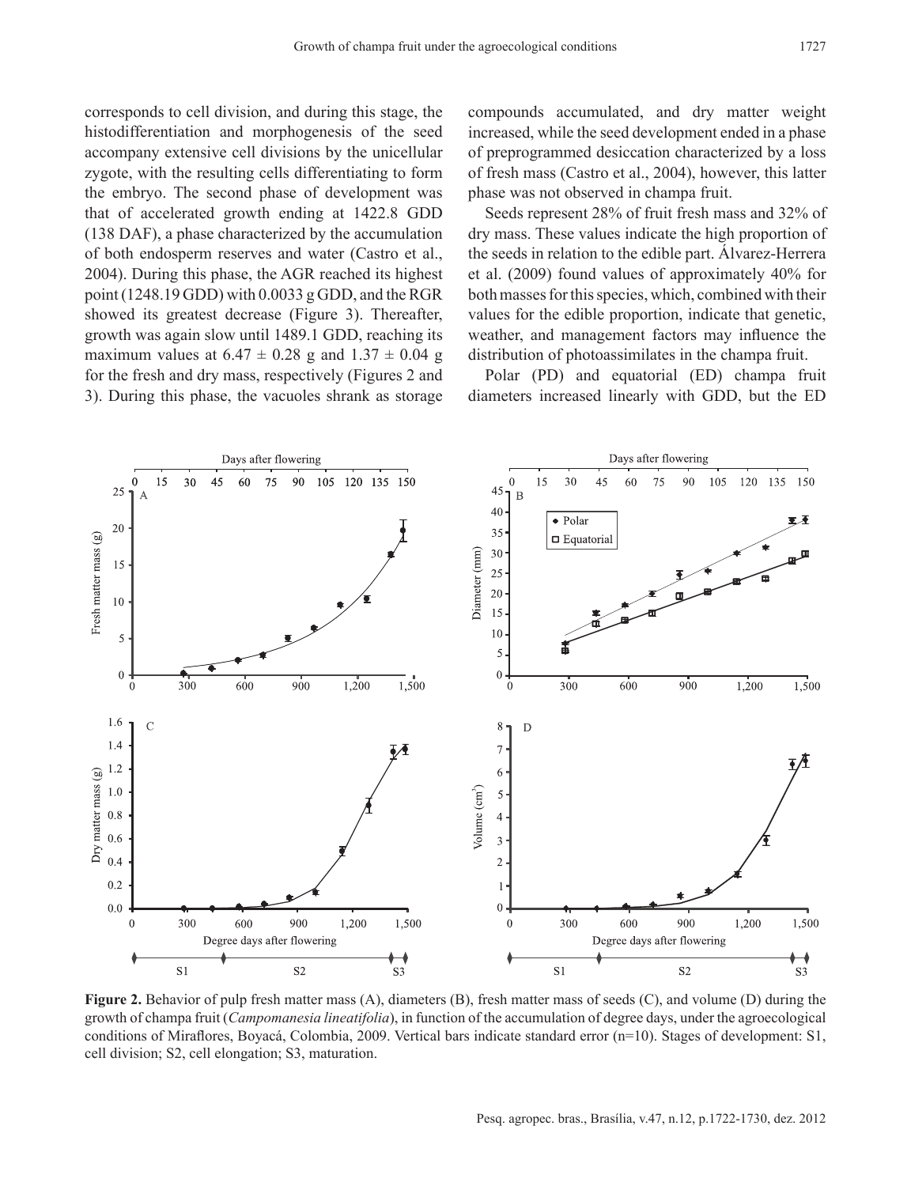corresponds to cell division, and during this stage, the histodifferentiation and morphogenesis of the seed accompany extensive cell divisions by the unicellular zygote, with the resulting cells differentiating to form the embryo. The second phase of development was that of accelerated growth ending at 1422.8 GDD (138 DAF), a phase characterized by the accumulation of both endosperm reserves and water (Castro et al., 2004). During this phase, the AGR reached its highest point (1248.19 GDD) with 0.0033 g GDD, and the RGR showed its greatest decrease (Figure 3). Thereafter, growth was again slow until 1489.1 GDD, reaching its maximum values at 6.47 ± 0.28 g and 1.37 ± 0.04 g for the fresh and dry mass, respectively (Figures 2 and 3). During this phase, the vacuoles shrank as storage compounds accumulated, and dry matter weight increased, while the seed development ended in a phase of preprogrammed desiccation characterized by a loss of fresh mass (Castro et al., 2004), however, this latter phase was not observed in champa fruit.

Seeds represent 28% of fruit fresh mass and 32% of dry mass. These values indicate the high proportion of the seeds in relation to the edible part. Álvarez-Herrera et al. (2009) found values of approximately 40% for both masses for this species, which, combined with their values for the edible proportion, indicate that genetic, weather, and management factors may influence the distribution of photoassimilates in the champa fruit.

Polar (PD) and equatorial (ED) champa fruit diameters increased linearly with GDD, but the ED

**Figure 2.** Behavior of pulp fresh matter mass (A), diameters (B), fresh matter mass of seeds (C), and volume (D) during the growth of champa fruit (*Campomanesia lineatifolia*), in function of the accumulation of degree days, under the agroecological conditions of Miraflores, Boyacá, Colombia, 2009. Vertical bars indicate standard error (n=10). Stages of development: S1, cell division; S2, cell elongation; S3, maturation.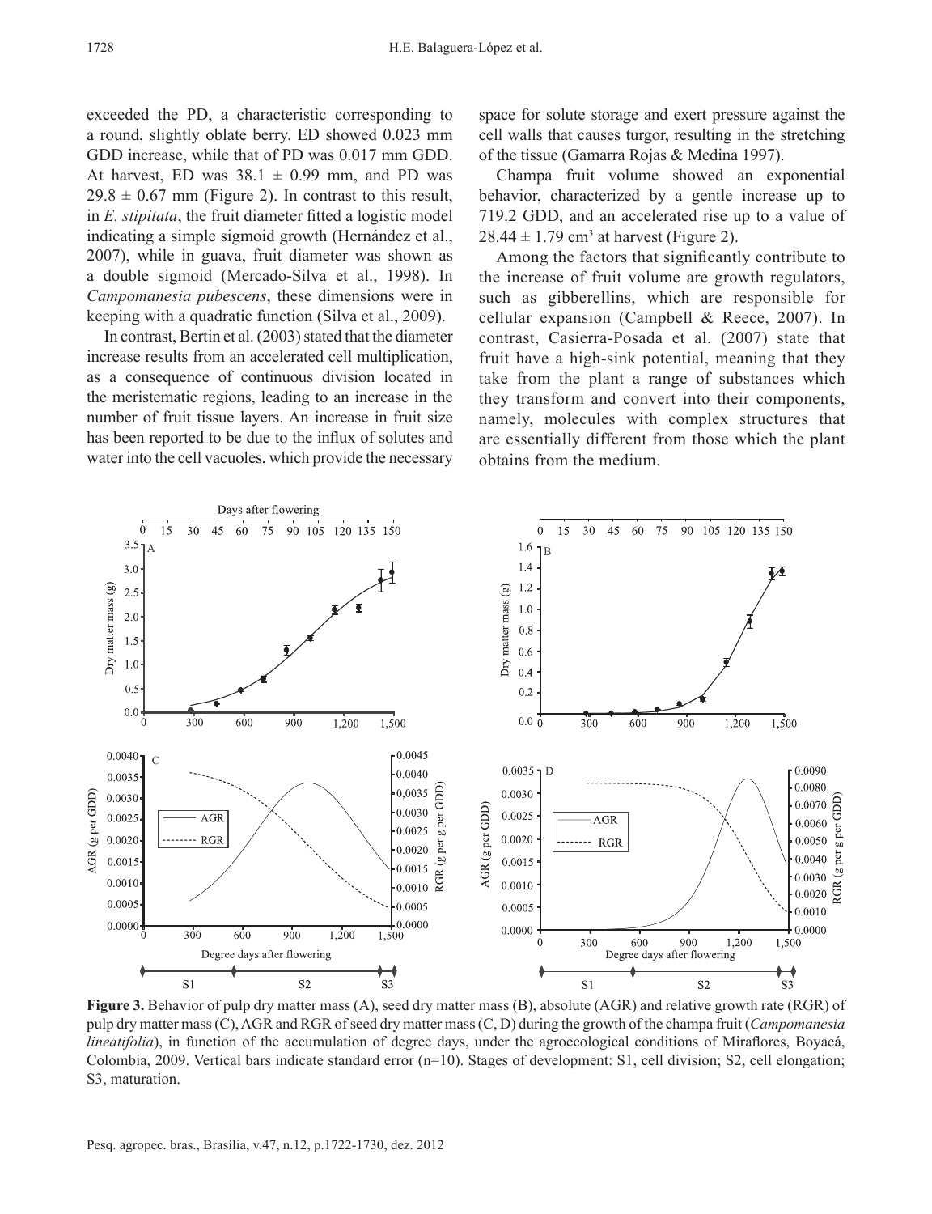exceeded the PD, a characteristic corresponding to a round, slightly oblate berry. ED showed 0.023 mm GDD increase, while that of PD was 0.017 mm GDD. At harvest, ED was $38.1 \pm 0.99$ mm, and PD was $29.8 \pm 0.67$ mm (Figure 2). In contrast to this result, in *E. stipitata*, the fruit diameter fitted a logistic model indicating a simple sigmoid growth (Hernández et al., 2007), while in guava, fruit diameter was shown as a double sigmoid (Mercado-Silva et al., 1998). In *Campomanesia pubescens*, these dimensions were in keeping with a quadratic function (Silva et al., 2009).

In contrast, Bertin et al. (2003) stated that the diameter increase results from an accelerated cell multiplication, as a consequence of continuous division located in the meristematic regions, leading to an increase in the number of fruit tissue layers. An increase in fruit size has been reported to be due to the influx of solutes and water into the cell vacuoles, which provide the necessary space for solute storage and exert pressure against the cell walls that causes turgor, resulting in the stretching of the tissue (Gamarra Rojas & Medina 1997).

Champa fruit volume showed an exponential behavior, characterized by a gentle increase up to 719.2 GDD, and an accelerated rise up to a value of $28.44 \pm 1.79$ cm$^3$ at harvest (Figure 2).

Among the factors that significantly contribute to the increase of fruit volume are growth regulators, such as gibberellins, which are responsible for cellular expansion (Campbell & Reece, 2007). In contrast, Casierra-Posada et al. (2007) state that fruit have a high-sink potential, meaning that they take from the plant a range of substances which they transform and convert into their components, namely, molecules with complex structures that are essentially different from those which the plant obtains from the medium.

**Figure 3.** Behavior of pulp dry matter mass (A), seed dry matter mass (B), absolute (AGR) and relative growth rate (RGR) of pulp dry matter mass (C), AGR and RGR of seed dry matter mass (C, D) during the growth of the champa fruit (*Campomanesia lineatifolia*), in function of the accumulation of degree days, under the agroecological conditions of Miraflores, Boyacá, Colombia, 2009. Vertical bars indicate standard error (n=10). Stages of development: S1, cell division; S2, cell elongation; S3, maturation.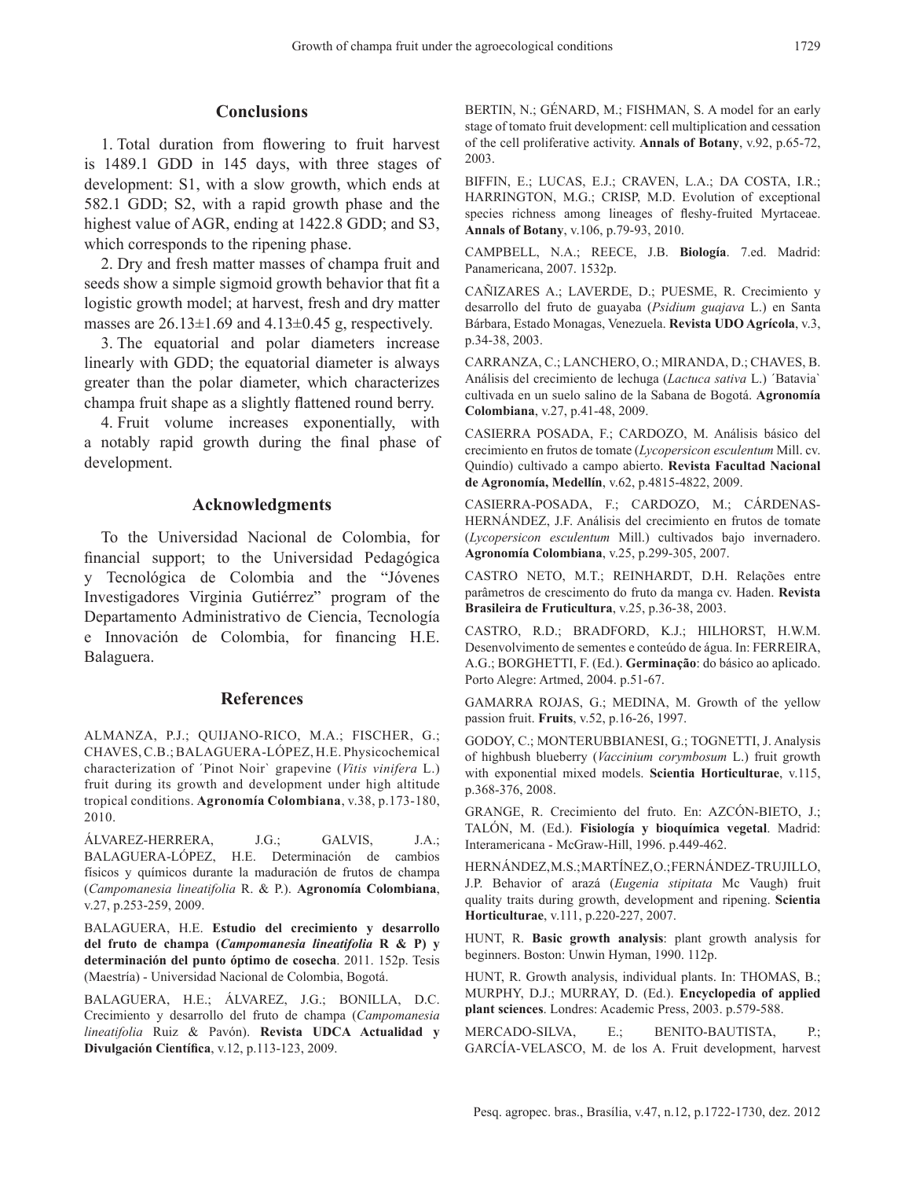## Conclusions

1. Total duration from flowering to fruit harvest is 1489.1 GDD in 145 days, with three stages of development: S1, with a slow growth, which ends at 582.1 GDD; S2, with a rapid growth phase and the highest value of AGR, ending at 1422.8 GDD; and S3, which corresponds to the ripening phase.

2. Dry and fresh matter masses of champa fruit and seeds show a simple sigmoid growth behavior that fit a logistic growth model; at harvest, fresh and dry matter masses are 26.13±1.69 and 4.13±0.45 g, respectively.

3. The equatorial and polar diameters increase linearly with GDD; the equatorial diameter is always greater than the polar diameter, which characterizes champa fruit shape as a slightly flattened round berry.

4. Fruit volume increases exponentially, with a notably rapid growth during the final phase of development.

## Acknowledgments

To the Universidad Nacional de Colombia, for financial support; to the Universidad Pedagógica y Tecnológica de Colombia and the "Jóvenes Investigadores Virginia Gutiérrez" program of the Departamento Administrativo de Ciencia, Tecnología e Innovación de Colombia, for financing H.E. Balaguera.

## References

ALMANZA, P.J.; QUIJANO-RICO, M.A.; FISCHER, G.; CHAVES, C.B.; BALAGUERA-LÓPEZ, H.E. Physicochemical characterization of ´Pinot Noir` grapevine (*Vitis vinifera* L.) fruit during its growth and development under high altitude tropical conditions. **Agronomía Colombiana**, v.38, p.173-180, 2010.

ÁLVAREZ-HERRERA, J.G.; GALVIS, J.A.; BALAGUERA-LÓPEZ, H.E. Determinación de cambios físicos y químicos durante la maduración de frutos de champa (*Campomanesia lineatifolia* R. & P.). **Agronomía Colombiana**, v.27, p.253-259, 2009.

BALAGUERA, H.E. **Estudio del crecimiento y desarrollo del fruto de champa (*Campomanesia lineatifolia* R & P) y determinación del punto óptimo de cosecha**. 2011. 152p. Tesis (Maestría) - Universidad Nacional de Colombia, Bogotá.

BALAGUERA, H.E.; ÁLVAREZ, J.G.; BONILLA, D.C. Crecimiento y desarrollo del fruto de champa (*Campomanesia lineatifolia* Ruiz & Pavón). **Revista UDCA Actualidad y Divulgación Científica**, v.12, p.113-123, 2009.

BERTIN, N.; GÉNARD, M.; FISHMAN, S. A model for an early stage of tomato fruit development: cell multiplication and cessation of the cell proliferative activity. **Annals of Botany**, v.92, p.65-72, 2003.

BIFFIN, E.; LUCAS, E.J.; CRAVEN, L.A.; DA COSTA, I.R.; HARRINGTON, M.G.; CRISP, M.D. Evolution of exceptional species richness among lineages of fleshy-fruited Myrtaceae. **Annals of Botany**, v.106, p.79-93, 2010.

CAMPBELL, N.A.; REECE, J.B. **Biología**. 7.ed. Madrid: Panamericana, 2007. 1532p.

CAÑIZARES A.; LAVERDE, D.; PUESME, R. Crecimiento y desarrollo del fruto de guayaba (*Psidium guajava* L.) en Santa Bárbara, Estado Monagas, Venezuela. **Revista UDO Agrícola**, v.3, p.34-38, 2003.

CARRANZA, C.; LANCHERO, O.; MIRANDA, D.; CHAVES, B. Análisis del crecimiento de lechuga (*Lactuca sativa* L.) ´Batavia` cultivada en un suelo salino de la Sabana de Bogotá. **Agronomía Colombiana**, v.27, p.41-48, 2009.

CASIERRA POSADA, F.; CARDOZO, M. Análisis básico del crecimiento en frutos de tomate (*Lycopersicon esculentum* Mill. cv. Quindío) cultivado a campo abierto. **Revista Facultad Nacional de Agronomía, Medellín**, v.62, p.4815-4822, 2009.

CASIERRA-POSADA, F.; CARDOZO, M.; CÁRDENAS-HERNÁNDEZ, J.F. Análisis del crecimiento en frutos de tomate (*Lycopersicon esculentum* Mill.) cultivados bajo invernadero. **Agronomía Colombiana**, v.25, p.299-305, 2007.

CASTRO NETO, M.T.; REINHARDT, D.H. Relações entre parâmetros de crescimento do fruto da manga cv. Haden. **Revista Brasileira de Fruticultura**, v.25, p.36-38, 2003.

CASTRO, R.D.; BRADFORD, K.J.; HILHORST, H.W.M. Desenvolvimento de sementes e conteúdo de água. In: FERREIRA, A.G.; BORGHETTI, F. (Ed.). **Germinação**: do básico ao aplicado. Porto Alegre: Artmed, 2004. p.51-67.

GAMARRA ROJAS, G.; MEDINA, M. Growth of the yellow passion fruit. **Fruits**, v.52, p.16-26, 1997.

GODOY, C.; MONTERUBBIANESI, G.; TOGNETTI, J. Analysis of highbush blueberry (*Vaccinium corymbosum* L.) fruit growth with exponential mixed models. **Scientia Horticulturae**, v.115, p.368-376, 2008.

GRANGE, R. Crecimiento del fruto. En: AZCÓN-BIETO, J.; TALÓN, M. (Ed.). **Fisiología y bioquímica vegetal**. Madrid: Interamericana - McGraw-Hill, 1996. p.449-462.

HERNÁNDEZ, M.S.; MARTÍNEZ, O.; FERNÁNDEZ-TRUJILLO, J.P. Behavior of arazá (*Eugenia stipitata* Mc Vaugh) fruit quality traits during growth, development and ripening. **Scientia Horticulturae**, v.111, p.220-227, 2007.

HUNT, R. **Basic growth analysis**: plant growth analysis for beginners. Boston: Unwin Hyman, 1990. 112p.

HUNT, R. Growth analysis, individual plants. In: THOMAS, B.; MURPHY, D.J.; MURRAY, D. (Ed.). **Encyclopedia of applied plant sciences**. Londres: Academic Press, 2003. p.579-588.

MERCADO-SILVA, E.; BENITO-BAUTISTA, P.; GARCÍA-VELASCO, M. de los A. Fruit development, harvest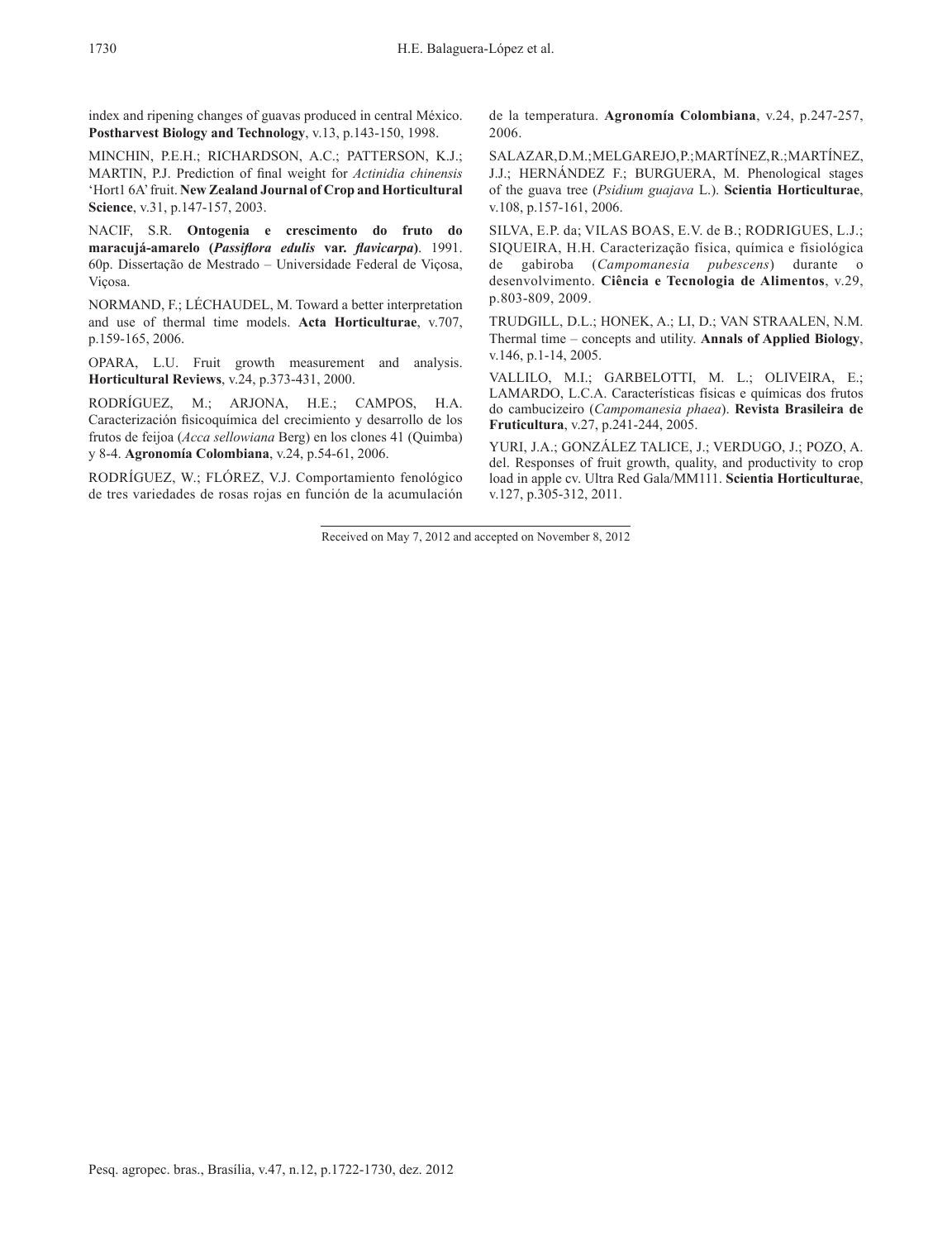index and ripening changes of guavas produced in central México. **Postharvest Biology and Technology**, v.13, p.143-150, 1998.

MINCHIN, P.E.H.; RICHARDSON, A.C.; PATTERSON, K.J.; MARTIN, P.J. Prediction of final weight for *Actinidia chinensis* 'Hort1 6A' fruit. **New Zealand Journal of Crop and Horticultural Science**, v.31, p.147-157, 2003.

NACIF, S.R. **Ontogenia e crescimento do fruto do maracujá-amarelo (*Passiflora edulis* var. *flavicarpa*)**. 1991. 60p. Dissertação de Mestrado – Universidade Federal de Viçosa, Viçosa.

NORMAND, F.; LÉCHAUDEL, M. Toward a better interpretation and use of thermal time models. **Acta Horticulturae**, v.707, p.159-165, 2006.

OPARA, L.U. Fruit growth measurement and analysis. **Horticultural Reviews**, v.24, p.373-431, 2000.

RODRÍGUEZ, M.; ARJONA, H.E.; CAMPOS, H.A. Caracterización fisicoquímica del crecimiento y desarrollo de los frutos de feijoa (*Acca sellowiana* Berg) en los clones 41 (Quimba) y 8-4. **Agronomía Colombiana**, v.24, p.54-61, 2006.

RODRÍGUEZ, W.; FLÓREZ, V.J. Comportamiento fenológico de tres variedades de rosas rojas en función de la acumulación de la temperatura. **Agronomía Colombiana**, v.24, p.247-257, 2006.

SALAZAR, D.M.; MELGAREJO, P.; MARTÍNEZ, R.; MARTÍNEZ, J.J.; HERNÁNDEZ F.; BURGUERA, M. Phenological stages of the guava tree (*Psidium guajava* L.). **Scientia Horticulturae**, v.108, p.157-161, 2006.

SILVA, E.P. da; VILAS BOAS, E.V. de B.; RODRIGUES, L.J.; SIQUEIRA, H.H. Caracterização física, química e fisiológica de gabiroba (*Campomanesia pubescens*) durante o desenvolvimento. **Ciência e Tecnologia de Alimentos**, v.29, p.803-809, 2009.

TRUDGILL, D.L.; HONEK, A.; LI, D.; VAN STRAALEN, N.M. Thermal time – concepts and utility. **Annals of Applied Biology**, v.146, p.1-14, 2005.

VALLILO, M.I.; GARBELOTTI, M. L.; OLIVEIRA, E.; LAMARDO, L.C.A. Características físicas e químicas dos frutos do cambucizeiro (*Campomanesia phaea*). **Revista Brasileira de Fruticultura**, v.27, p.241-244, 2005.

YURI, J.A.; GONZÁLEZ TALICE, J.; VERDUGO, J.; POZO, A. del. Responses of fruit growth, quality, and productivity to crop load in apple cv. Ultra Red Gala/MM111. **Scientia Horticulturae**, v.127, p.305-312, 2011.

Received on May 7, 2012 and accepted on November 8, 2012